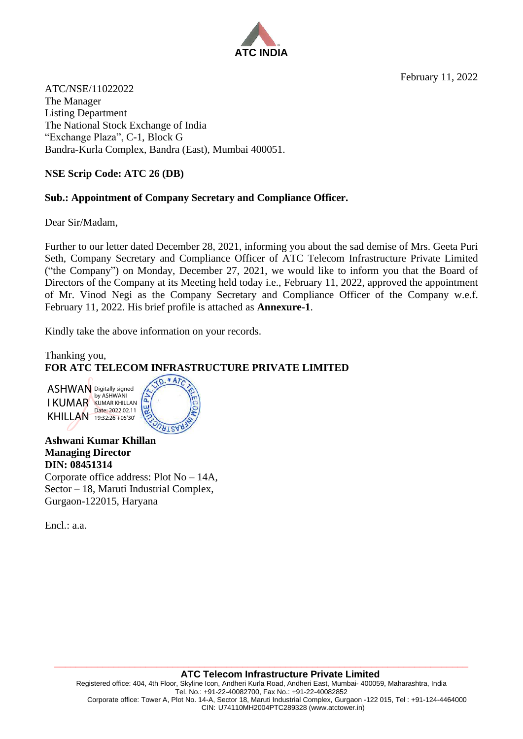ATC INDIA

February 11, 2022

ATC/NSE/11022022
The Manager
Listing Department
The National Stock Exchange of India
"Exchange Plaza", C-1, Block G
Bandra-Kurla Complex, Bandra (East), Mumbai 400051.

**NSE Scrip Code: ATC 26 (DB)**

**Sub.: Appointment of Company Secretary and Compliance Officer.**

Dear Sir/Madam,

Further to our letter dated December 28, 2021, informing you about the sad demise of Mrs. Geeta Puri Seth, Company Secretary and Compliance Officer of ATC Telecom Infrastructure Private Limited ("the Company") on Monday, December 27, 2021, we would like to inform you that the Board of Directors of the Company at its Meeting held today i.e., February 11, 2022, approved the appointment of Mr. Vinod Negi as the Company Secretary and Compliance Officer of the Company w.e.f. February 11, 2022. His brief profile is attached as **Annexure-1**.

Kindly take the above information on your records.

Thanking you,
**FOR ATC TELECOM INFRASTRUCTURE PRIVATE LIMITED**

ASHWANI KUMAR KHILLAN Digitally signed by ASHWANI KUMAR KHILLAN Date: 2022.02.11 19:32:26 +05'30'

**Ashwani Kumar Khillan**
**Managing Director**
**DIN: 08451314**
Corporate office address: Plot No – 14A, Sector – 18, Maruti Industrial Complex, Gurgaon-122015, Haryana

Encl.: a.a.

**ATC Telecom Infrastructure Private Limited**
Registered office: 404, 4th Floor, Skyline Icon, Andheri Kurla Road, Andheri East, Mumbai- 400059, Maharashtra, India
Tel. No.: +91-22-40082700, Fax No.: +91-22-40082852
Corporate office: Tower A, Plot No. 14-A, Sector 18, Maruti Industrial Complex, Gurgaon -122 015, Tel : +91-124-4464000
CIN: U74110MH2004PTC289328 (www.atctower.in)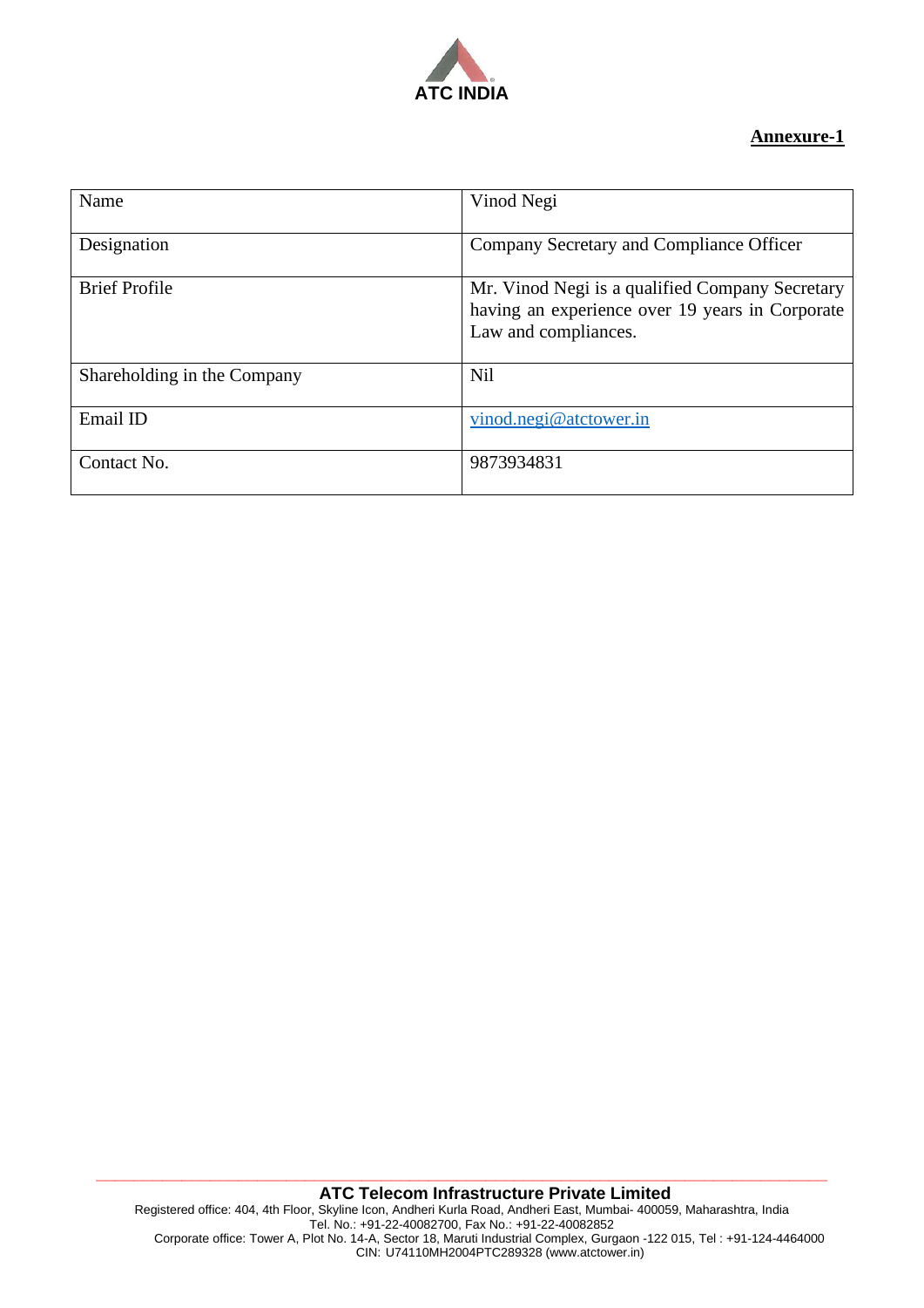ATC INDIA

**Annexure-1**

| | |
|---|---|
| Name | Vinod Negi |
| Designation | Company Secretary and Compliance Officer |
| Brief Profile | Mr. Vinod Negi is a qualified Company Secretary having an experience over 19 years in Corporate Law and compliances. |
| Shareholding in the Company | Nil |
| Email ID | vinod.negi@atctower.in |
| Contact No. | 9873934831 |

**ATC Telecom Infrastructure Private Limited**

Registered office: 404, 4th Floor, Skyline Icon, Andheri Kurla Road, Andheri East, Mumbai- 400059, Maharashtra, India
Tel. No.: +91-22-40082700, Fax No.: +91-22-40082852
Corporate office: Tower A, Plot No. 14-A, Sector 18, Maruti Industrial Complex, Gurgaon -122 015, Tel : +91-124-4464000
CIN: U74110MH2004PTC289328 (www.atctower.in)